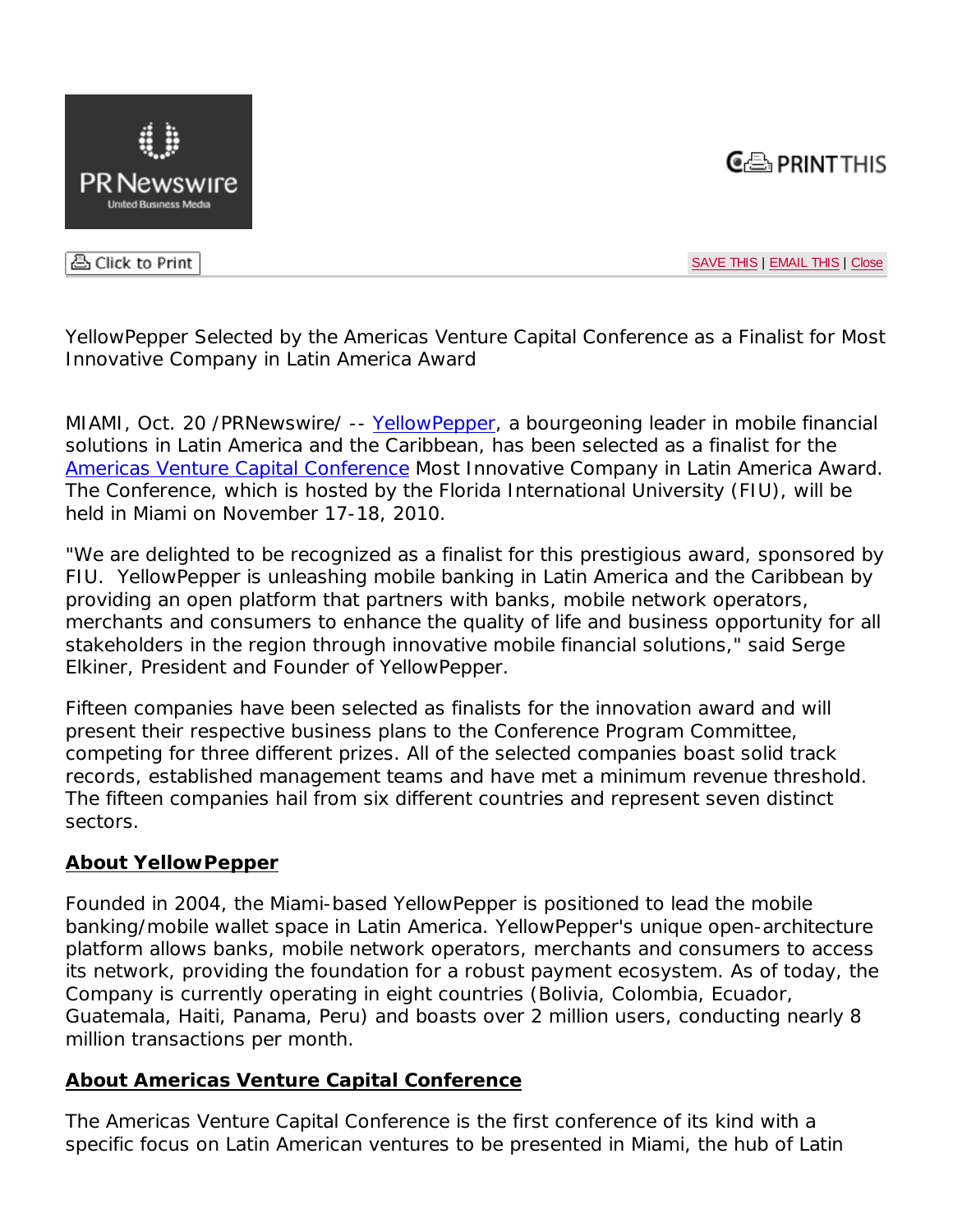PR Newswire
United Business Media

PRINT THIS

Click to Print

SAVE THIS | EMAIL THIS | Close

YellowPepper Selected by the Americas Venture Capital Conference as a Finalist for Most Innovative Company in Latin America Award

MIAMI, Oct. 20 /PRNewswire/ -- YellowPepper, a bourgeoning leader in mobile financial solutions in Latin America and the Caribbean, has been selected as a finalist for the Americas Venture Capital Conference Most Innovative Company in Latin America Award. The Conference, which is hosted by the Florida International University (FIU), will be held in Miami on November 17-18, 2010.

"We are delighted to be recognized as a finalist for this prestigious award, sponsored by FIU. YellowPepper is unleashing mobile banking in Latin America and the Caribbean by providing an open platform that partners with banks, mobile network operators, merchants and consumers to enhance the quality of life and business opportunity for all stakeholders in the region through innovative mobile financial solutions," said Serge Elkiner, President and Founder of YellowPepper.

Fifteen companies have been selected as finalists for the innovation award and will present their respective business plans to the Conference Program Committee, competing for three different prizes. All of the selected companies boast solid track records, established management teams and have met a minimum revenue threshold. The fifteen companies hail from six different countries and represent seven distinct sectors.

**About YellowPepper**

Founded in 2004, the Miami-based YellowPepper is positioned to lead the mobile banking/mobile wallet space in Latin America. YellowPepper's unique open-architecture platform allows banks, mobile network operators, merchants and consumers to access its network, providing the foundation for a robust payment ecosystem. As of today, the Company is currently operating in eight countries (Bolivia, Colombia, Ecuador, Guatemala, Haiti, Panama, Peru) and boasts over 2 million users, conducting nearly 8 million transactions per month.

**About Americas Venture Capital Conference**

The Americas Venture Capital Conference is the first conference of its kind with a specific focus on Latin American ventures to be presented in Miami, the hub of Latin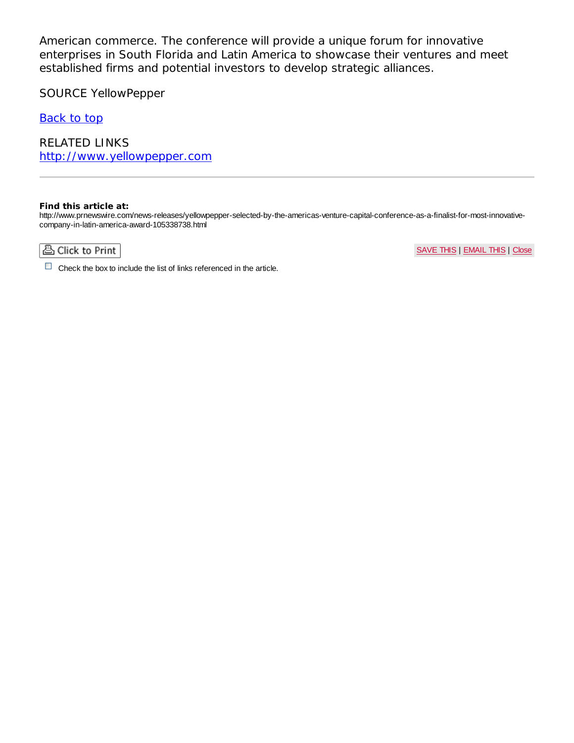American commerce. The conference will provide a unique forum for innovative enterprises in South Florida and Latin America to showcase their ventures and meet established firms and potential investors to develop strategic alliances.

SOURCE YellowPepper

Back to top

RELATED LINKS
http://www.yellowpepper.com

---

**Find this article at:**
http://www.prnewswire.com/news-releases/yellowpepper-selected-by-the-americas-venture-capital-conference-as-a-finalist-for-most-innovative-company-in-latin-america-award-105338738.html

Click to Print

SAVE THIS | EMAIL THIS | Close

☐ Check the box to include the list of links referenced in the article.